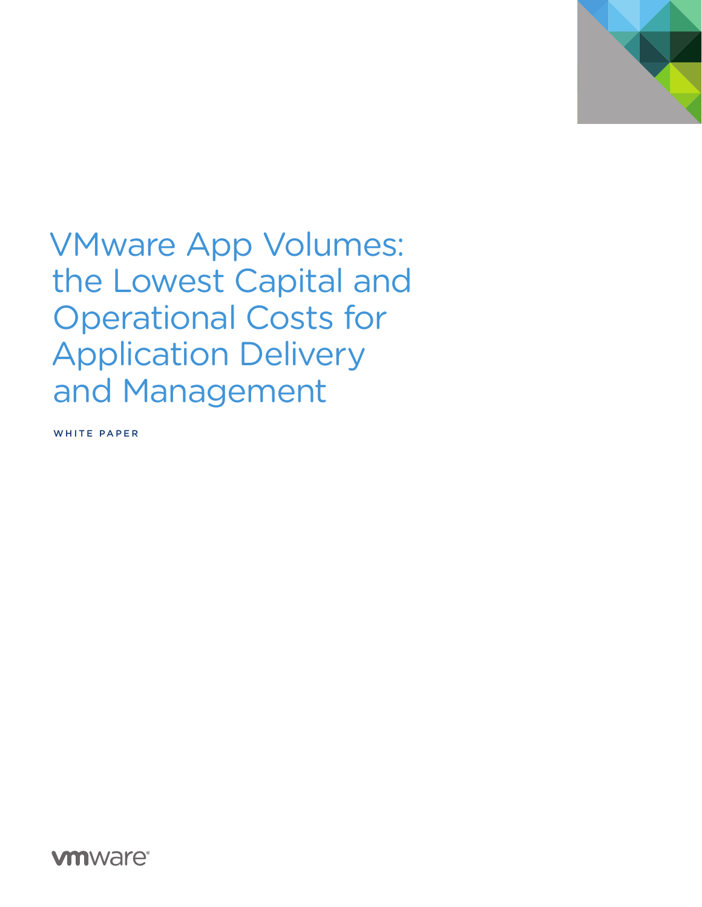# VMware App Volumes: the Lowest Capital and Operational Costs for Application Delivery and Management

WHITE PAPER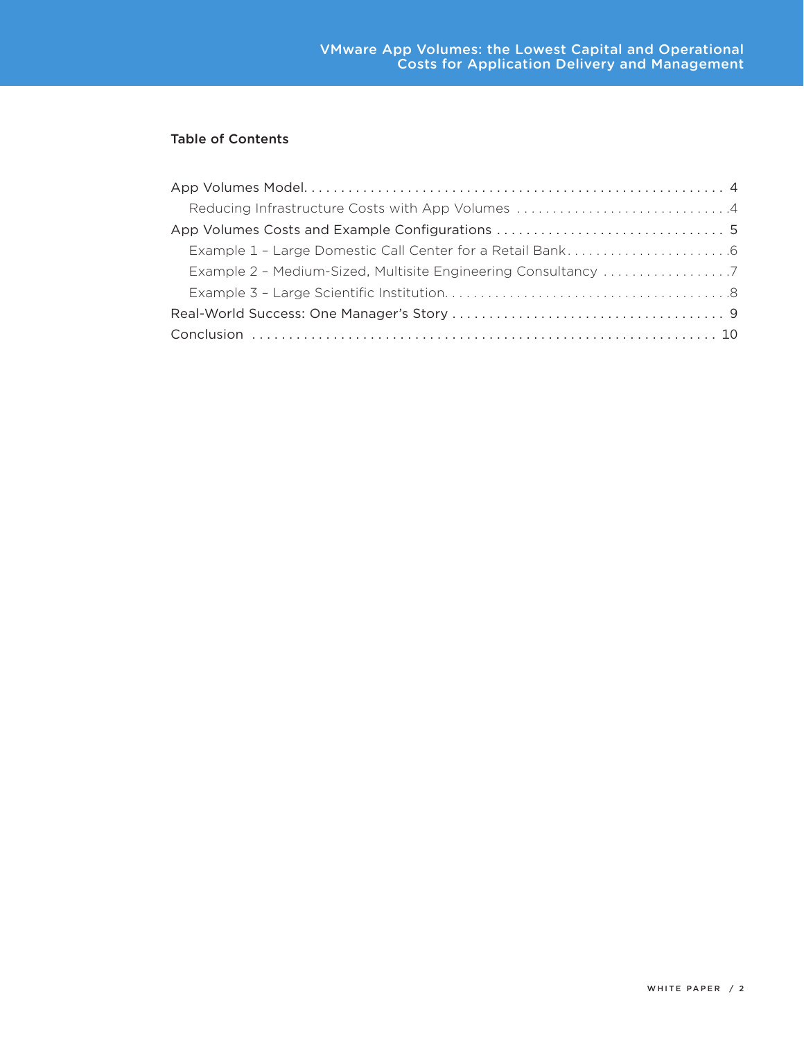## Table of Contents

- App Volumes Model . . . . . . . . . . . . . . . . . . . . . . . . . . . . . . . . . . . . . . . . . . . . . . . . . . . . . . . . . 4
  - Reducing Infrastructure Costs with App Volumes . . . . . . . . . . . . . . . . . . . . . . . . . . . . . . 4
- App Volumes Costs and Example Configurations . . . . . . . . . . . . . . . . . . . . . . . . . . . . . . . 5
  - Example 1 – Large Domestic Call Center for a Retail Bank . . . . . . . . . . . . . . . . . . . . . . . 6
  - Example 2 – Medium-Sized, Multisite Engineering Consultancy . . . . . . . . . . . . . . . . . . 7
  - Example 3 – Large Scientific Institution . . . . . . . . . . . . . . . . . . . . . . . . . . . . . . . . . . . . . . . 8
- Real-World Success: One Manager's Story . . . . . . . . . . . . . . . . . . . . . . . . . . . . . . . . . . . . . 9
- Conclusion . . . . . . . . . . . . . . . . . . . . . . . . . . . . . . . . . . . . . . . . . . . . . . . . . . . . . . . . . . . . . . 10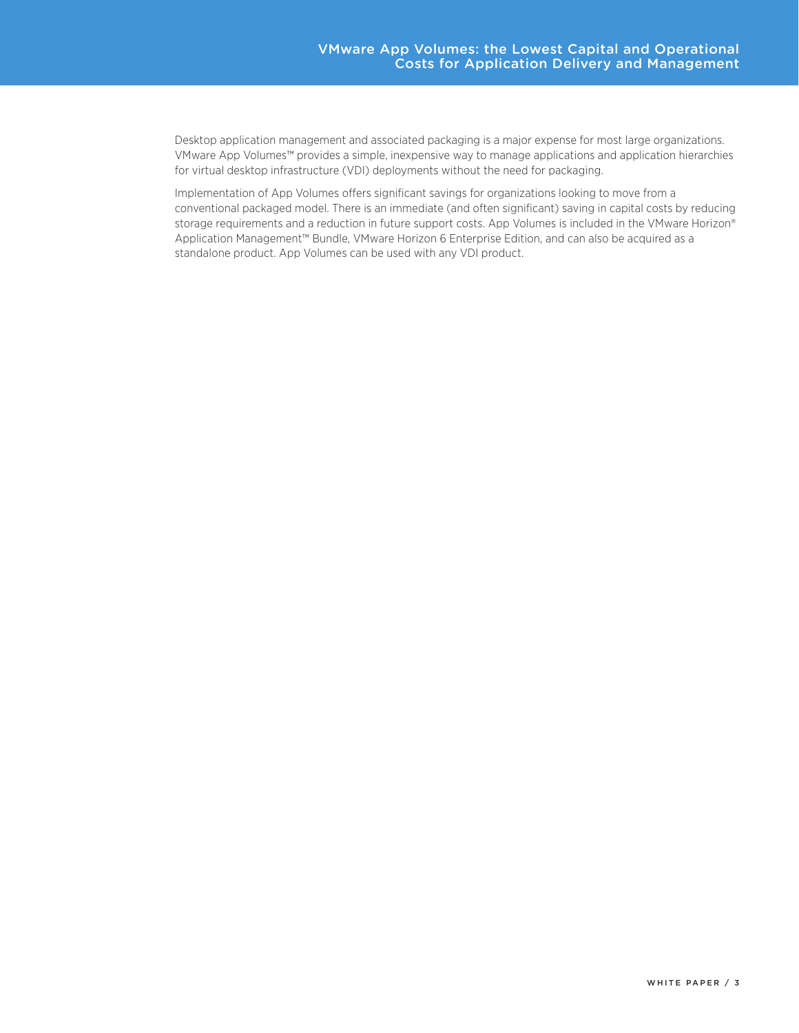Desktop application management and associated packaging is a major expense for most large organizations. VMware App Volumes™ provides a simple, inexpensive way to manage applications and application hierarchies for virtual desktop infrastructure (VDI) deployments without the need for packaging.

Implementation of App Volumes offers significant savings for organizations looking to move from a conventional packaged model. There is an immediate (and often significant) saving in capital costs by reducing storage requirements and a reduction in future support costs. App Volumes is included in the VMware Horizon® Application Management™ Bundle, VMware Horizon 6 Enterprise Edition, and can also be acquired as a standalone product. App Volumes can be used with any VDI product.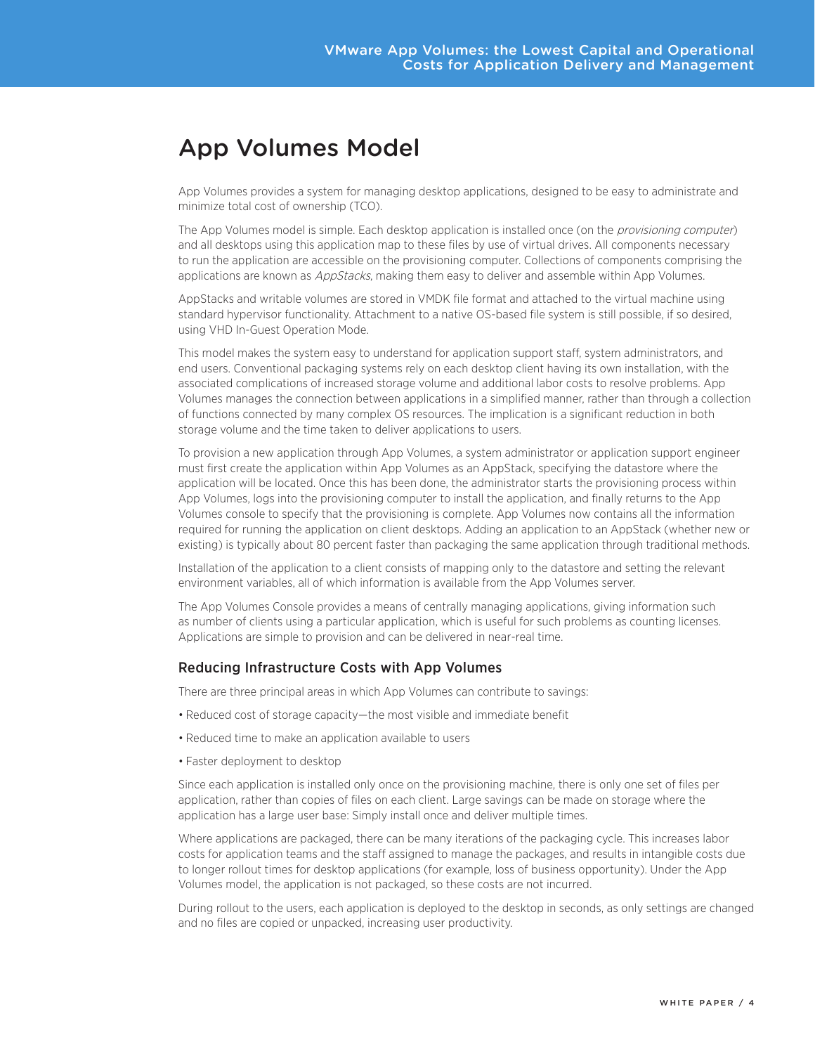# App Volumes Model

App Volumes provides a system for managing desktop applications, designed to be easy to administrate and minimize total cost of ownership (TCO).

The App Volumes model is simple. Each desktop application is installed once (on the *provisioning computer*) and all desktops using this application map to these files by use of virtual drives. All components necessary to run the application are accessible on the provisioning computer. Collections of components comprising the applications are known as *AppStacks*, making them easy to deliver and assemble within App Volumes.

AppStacks and writable volumes are stored in VMDK file format and attached to the virtual machine using standard hypervisor functionality. Attachment to a native OS-based file system is still possible, if so desired, using VHD In-Guest Operation Mode.

This model makes the system easy to understand for application support staff, system administrators, and end users. Conventional packaging systems rely on each desktop client having its own installation, with the associated complications of increased storage volume and additional labor costs to resolve problems. App Volumes manages the connection between applications in a simplified manner, rather than through a collection of functions connected by many complex OS resources. The implication is a significant reduction in both storage volume and the time taken to deliver applications to users.

To provision a new application through App Volumes, a system administrator or application support engineer must first create the application within App Volumes as an AppStack, specifying the datastore where the application will be located. Once this has been done, the administrator starts the provisioning process within App Volumes, logs into the provisioning computer to install the application, and finally returns to the App Volumes console to specify that the provisioning is complete. App Volumes now contains all the information required for running the application on client desktops. Adding an application to an AppStack (whether new or existing) is typically about 80 percent faster than packaging the same application through traditional methods.

Installation of the application to a client consists of mapping only to the datastore and setting the relevant environment variables, all of which information is available from the App Volumes server.

The App Volumes Console provides a means of centrally managing applications, giving information such as number of clients using a particular application, which is useful for such problems as counting licenses. Applications are simple to provision and can be delivered in near-real time.

## Reducing Infrastructure Costs with App Volumes

There are three principal areas in which App Volumes can contribute to savings:

- Reduced cost of storage capacity—the most visible and immediate benefit
- Reduced time to make an application available to users
- Faster deployment to desktop

Since each application is installed only once on the provisioning machine, there is only one set of files per application, rather than copies of files on each client. Large savings can be made on storage where the application has a large user base: Simply install once and deliver multiple times.

Where applications are packaged, there can be many iterations of the packaging cycle. This increases labor costs for application teams and the staff assigned to manage the packages, and results in intangible costs due to longer rollout times for desktop applications (for example, loss of business opportunity). Under the App Volumes model, the application is not packaged, so these costs are not incurred.

During rollout to the users, each application is deployed to the desktop in seconds, as only settings are changed and no files are copied or unpacked, increasing user productivity.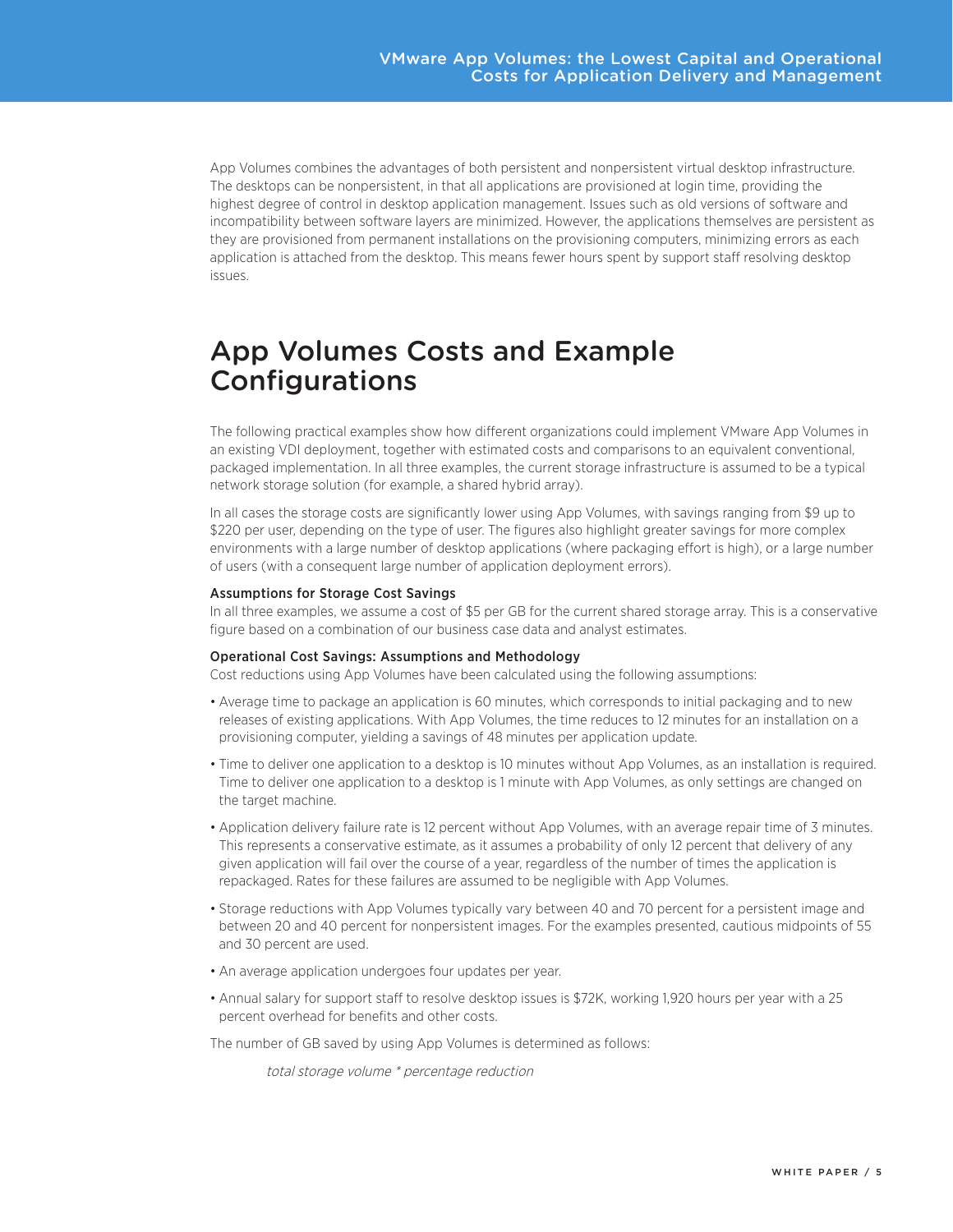App Volumes combines the advantages of both persistent and nonpersistent virtual desktop infrastructure. The desktops can be nonpersistent, in that all applications are provisioned at login time, providing the highest degree of control in desktop application management. Issues such as old versions of software and incompatibility between software layers are minimized. However, the applications themselves are persistent as they are provisioned from permanent installations on the provisioning computers, minimizing errors as each application is attached from the desktop. This means fewer hours spent by support staff resolving desktop issues.

## App Volumes Costs and Example Configurations

The following practical examples show how different organizations could implement VMware App Volumes in an existing VDI deployment, together with estimated costs and comparisons to an equivalent conventional, packaged implementation. In all three examples, the current storage infrastructure is assumed to be a typical network storage solution (for example, a shared hybrid array).

In all cases the storage costs are significantly lower using App Volumes, with savings ranging from $9 up to $220 per user, depending on the type of user. The figures also highlight greater savings for more complex environments with a large number of desktop applications (where packaging effort is high), or a large number of users (with a consequent large number of application deployment errors).

### Assumptions for Storage Cost Savings

In all three examples, we assume a cost of $5 per GB for the current shared storage array. This is a conservative figure based on a combination of our business case data and analyst estimates.

### Operational Cost Savings: Assumptions and Methodology

Cost reductions using App Volumes have been calculated using the following assumptions:

- Average time to package an application is 60 minutes, which corresponds to initial packaging and to new releases of existing applications. With App Volumes, the time reduces to 12 minutes for an installation on a provisioning computer, yielding a savings of 48 minutes per application update.
- Time to deliver one application to a desktop is 10 minutes without App Volumes, as an installation is required. Time to deliver one application to a desktop is 1 minute with App Volumes, as only settings are changed on the target machine.
- Application delivery failure rate is 12 percent without App Volumes, with an average repair time of 3 minutes. This represents a conservative estimate, as it assumes a probability of only 12 percent that delivery of any given application will fail over the course of a year, regardless of the number of times the application is repackaged. Rates for these failures are assumed to be negligible with App Volumes.
- Storage reductions with App Volumes typically vary between 40 and 70 percent for a persistent image and between 20 and 40 percent for nonpersistent images. For the examples presented, cautious midpoints of 55 and 30 percent are used.
- An average application undergoes four updates per year.
- Annual salary for support staff to resolve desktop issues is $72K, working 1,920 hours per year with a 25 percent overhead for benefits and other costs.

The number of GB saved by using App Volumes is determined as follows:

*total storage volume * percentage reduction*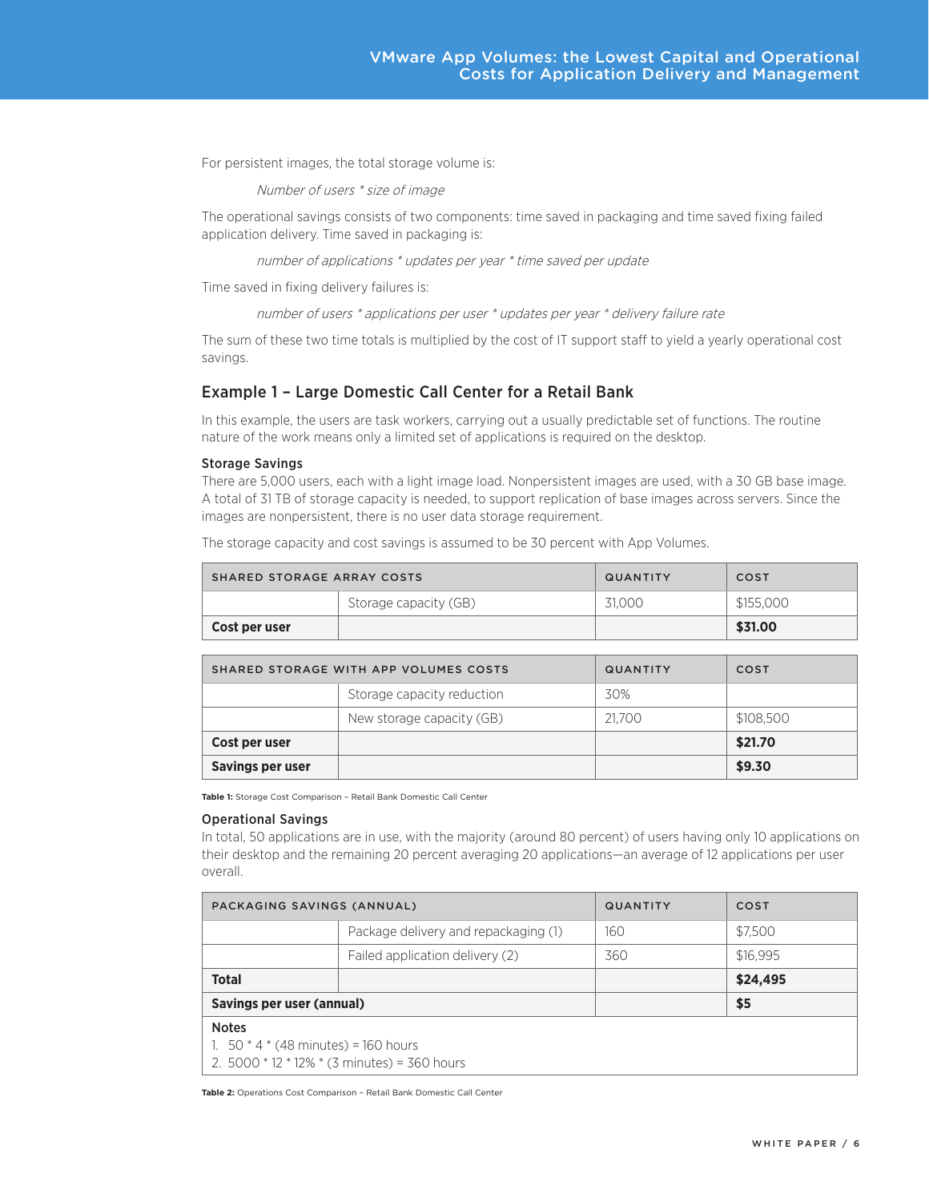For persistent images, the total storage volume is:

*Number of users * size of image*

The operational savings consists of two components: time saved in packaging and time saved fixing failed application delivery. Time saved in packaging is:

*number of applications * updates per year * time saved per update*

Time saved in fixing delivery failures is:

*number of users * applications per user * updates per year * delivery failure rate*

The sum of these two time totals is multiplied by the cost of IT support staff to yield a yearly operational cost savings.

## Example 1 – Large Domestic Call Center for a Retail Bank

In this example, the users are task workers, carrying out a usually predictable set of functions. The routine nature of the work means only a limited set of applications is required on the desktop.

### Storage Savings

There are 5,000 users, each with a light image load. Nonpersistent images are used, with a 30 GB base image. A total of 31 TB of storage capacity is needed, to support replication of base images across servers. Since the images are nonpersistent, there is no user data storage requirement.

The storage capacity and cost savings is assumed to be 30 percent with App Volumes.

| SHARED STORAGE ARRAY COSTS | | QUANTITY | COST |
|---|---|---|---|
| | Storage capacity (GB) | 31,000 | $155,000 |
| **Cost per user** | | | **$31.00** |

| SHARED STORAGE WITH APP VOLUMES COSTS | | QUANTITY | COST |
|---|---|---|---|
| | Storage capacity reduction | 30% | |
| | New storage capacity (GB) | 21,700 | $108,500 |
| **Cost per user** | | | **$21.70** |
| **Savings per user** | | | **$9.30** |

**Table 1:** Storage Cost Comparison – Retail Bank Domestic Call Center

### Operational Savings

In total, 50 applications are in use, with the majority (around 80 percent) of users having only 10 applications on their desktop and the remaining 20 percent averaging 20 applications—an average of 12 applications per user overall.

| PACKAGING SAVINGS (ANNUAL) | | QUANTITY | COST |
|---|---|---|---|
| | Package delivery and repackaging (1) | 160 | $7,500 |
| | Failed application delivery (2) | 360 | $16,995 |
| **Total** | | | **$24,495** |
| **Savings per user (annual)** | | | **$5** |

**Notes**

1. 50 * 4 * (48 minutes) = 160 hours
2. 5000 * 12 * 12% * (3 minutes) = 360 hours

**Table 2:** Operations Cost Comparison – Retail Bank Domestic Call Center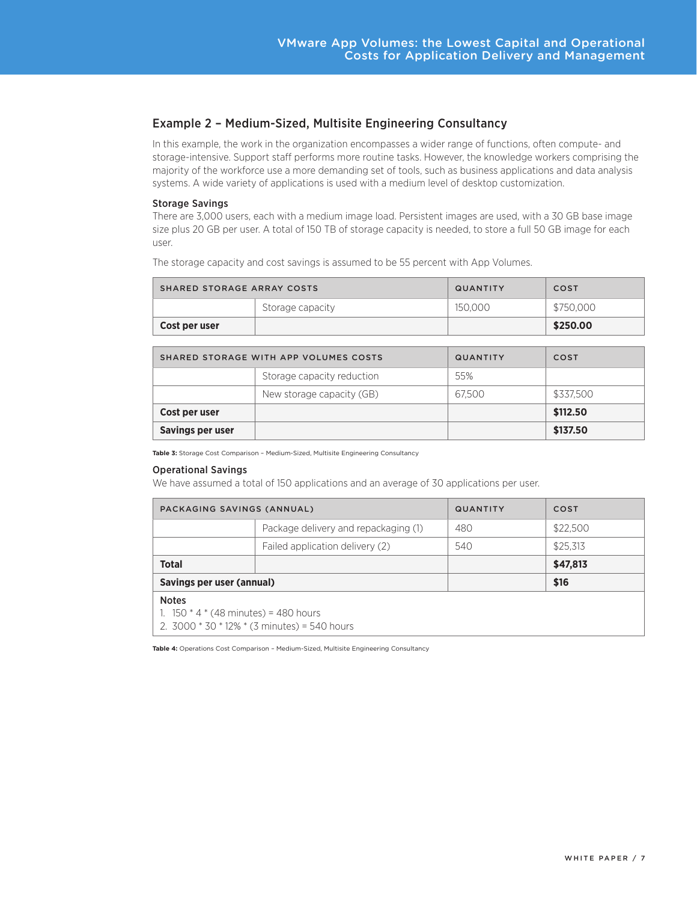## Example 2 – Medium-Sized, Multisite Engineering Consultancy

In this example, the work in the organization encompasses a wider range of functions, often compute- and storage-intensive. Support staff performs more routine tasks. However, the knowledge workers comprising the majority of the workforce use a more demanding set of tools, such as business applications and data analysis systems. A wide variety of applications is used with a medium level of desktop customization.

### Storage Savings

There are 3,000 users, each with a medium image load. Persistent images are used, with a 30 GB base image size plus 20 GB per user. A total of 150 TB of storage capacity is needed, to store a full 50 GB image for each user.

The storage capacity and cost savings is assumed to be 55 percent with App Volumes.

| SHARED STORAGE ARRAY COSTS | | QUANTITY | COST |
|---|---|---|---|
| | Storage capacity | 150,000 | $750,000 |
| **Cost per user** | | | **$250.00** |

| SHARED STORAGE WITH APP VOLUMES COSTS | | QUANTITY | COST |
|---|---|---|---|
| | Storage capacity reduction | 55% | |
| | New storage capacity (GB) | 67,500 | $337,500 |
| **Cost per user** | | | **$112.50** |
| **Savings per user** | | | **$137.50** |

**Table 3:** Storage Cost Comparison – Medium-Sized, Multisite Engineering Consultancy

### Operational Savings

We have assumed a total of 150 applications and an average of 30 applications per user.

| PACKAGING SAVINGS (ANNUAL) | | QUANTITY | COST |
|---|---|---|---|
| | Package delivery and repackaging (1) | 480 | $22,500 |
| | Failed application delivery (2) | 540 | $25,313 |
| **Total** | | | **$47,813** |
| **Savings per user (annual)** | | | **$16** |

**Notes**

1. 150 * 4 * (48 minutes) = 480 hours
2. 3000 * 30 * 12% * (3 minutes) = 540 hours

**Table 4:** Operations Cost Comparison – Medium-Sized, Multisite Engineering Consultancy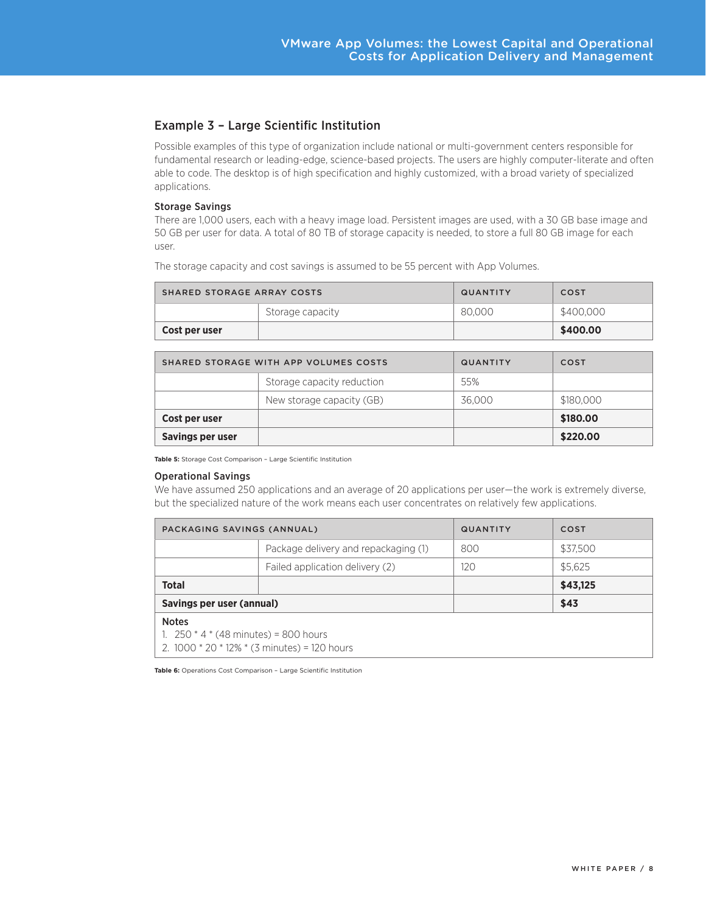## Example 3 – Large Scientific Institution

Possible examples of this type of organization include national or multi-government centers responsible for fundamental research or leading-edge, science-based projects. The users are highly computer-literate and often able to code. The desktop is of high specification and highly customized, with a broad variety of specialized applications.

### Storage Savings

There are 1,000 users, each with a heavy image load. Persistent images are used, with a 30 GB base image and 50 GB per user for data. A total of 80 TB of storage capacity is needed, to store a full 80 GB image for each user.

The storage capacity and cost savings is assumed to be 55 percent with App Volumes.

| SHARED STORAGE ARRAY COSTS | | QUANTITY | COST |
|---|---|---|---|
| | Storage capacity | 80,000 | $400,000 |
| **Cost per user** | | | **$400.00** |

| SHARED STORAGE WITH APP VOLUMES COSTS | | QUANTITY | COST |
|---|---|---|---|
| | Storage capacity reduction | 55% | |
| | New storage capacity (GB) | 36,000 | $180,000 |
| **Cost per user** | | | **$180.00** |
| **Savings per user** | | | **$220.00** |

**Table 5:** Storage Cost Comparison – Large Scientific Institution

### Operational Savings

We have assumed 250 applications and an average of 20 applications per user—the work is extremely diverse, but the specialized nature of the work means each user concentrates on relatively few applications.

| PACKAGING SAVINGS (ANNUAL) | | QUANTITY | COST |
|---|---|---|---|
| | Package delivery and repackaging (1) | 800 | $37,500 |
| | Failed application delivery (2) | 120 | $5,625 |
| **Total** | | | **$43,125** |
| **Savings per user (annual)** | | | **$43** |

Notes
1. 250 * 4 * (48 minutes) = 800 hours
2. 1000 * 20 * 12% * (3 minutes) = 120 hours

**Table 6:** Operations Cost Comparison – Large Scientific Institution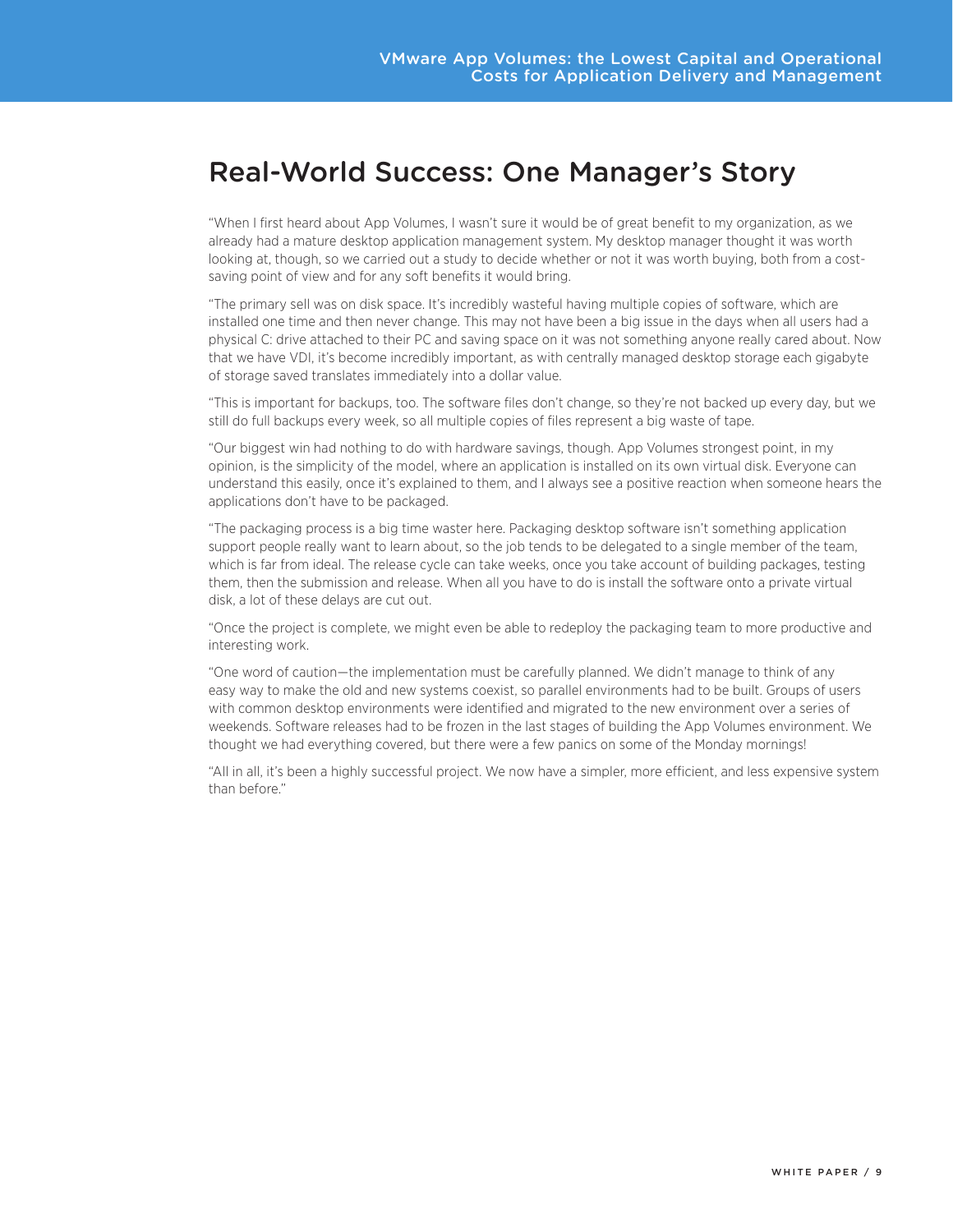## Real-World Success: One Manager's Story

"When I first heard about App Volumes, I wasn't sure it would be of great benefit to my organization, as we already had a mature desktop application management system. My desktop manager thought it was worth looking at, though, so we carried out a study to decide whether or not it was worth buying, both from a cost-saving point of view and for any soft benefits it would bring.

"The primary sell was on disk space. It's incredibly wasteful having multiple copies of software, which are installed one time and then never change. This may not have been a big issue in the days when all users had a physical C: drive attached to their PC and saving space on it was not something anyone really cared about. Now that we have VDI, it's become incredibly important, as with centrally managed desktop storage each gigabyte of storage saved translates immediately into a dollar value.

"This is important for backups, too. The software files don't change, so they're not backed up every day, but we still do full backups every week, so all multiple copies of files represent a big waste of tape.

"Our biggest win had nothing to do with hardware savings, though. App Volumes strongest point, in my opinion, is the simplicity of the model, where an application is installed on its own virtual disk. Everyone can understand this easily, once it's explained to them, and I always see a positive reaction when someone hears the applications don't have to be packaged.

"The packaging process is a big time waster here. Packaging desktop software isn't something application support people really want to learn about, so the job tends to be delegated to a single member of the team, which is far from ideal. The release cycle can take weeks, once you take account of building packages, testing them, then the submission and release. When all you have to do is install the software onto a private virtual disk, a lot of these delays are cut out.

"Once the project is complete, we might even be able to redeploy the packaging team to more productive and interesting work.

"One word of caution—the implementation must be carefully planned. We didn't manage to think of any easy way to make the old and new systems coexist, so parallel environments had to be built. Groups of users with common desktop environments were identified and migrated to the new environment over a series of weekends. Software releases had to be frozen in the last stages of building the App Volumes environment. We thought we had everything covered, but there were a few panics on some of the Monday mornings!

"All in all, it's been a highly successful project. We now have a simpler, more efficient, and less expensive system than before."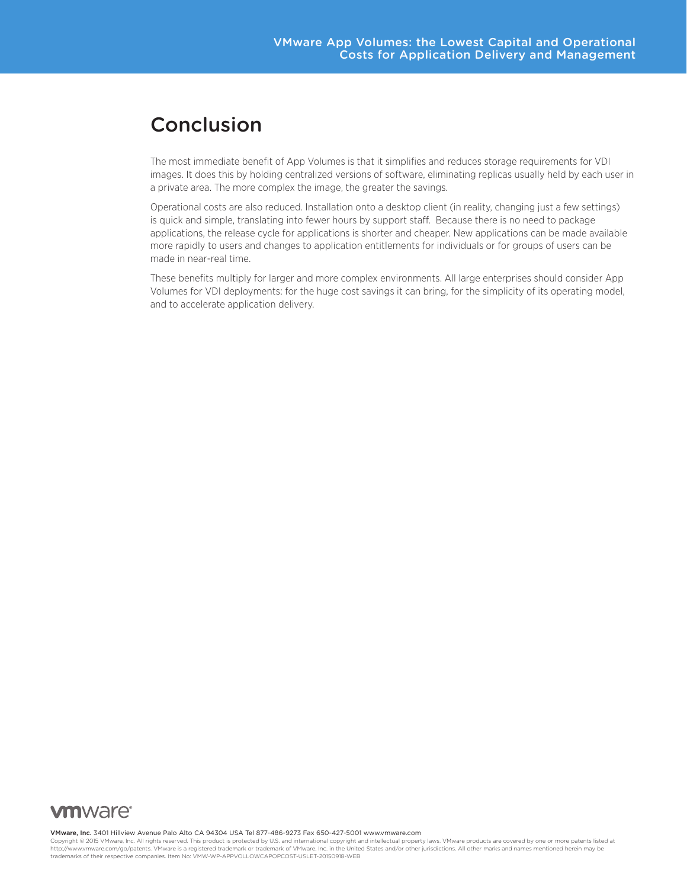# Conclusion

The most immediate benefit of App Volumes is that it simplifies and reduces storage requirements for VDI images. It does this by holding centralized versions of software, eliminating replicas usually held by each user in a private area. The more complex the image, the greater the savings.

Operational costs are also reduced. Installation onto a desktop client (in reality, changing just a few settings) is quick and simple, translating into fewer hours by support staff. Because there is no need to package applications, the release cycle for applications is shorter and cheaper. New applications can be made available more rapidly to users and changes to application entitlements for individuals or for groups of users can be made in near-real time.

These benefits multiply for larger and more complex environments. All large enterprises should consider App Volumes for VDI deployments: for the huge cost savings it can bring, for the simplicity of its operating model, and to accelerate application delivery.

**VMware, Inc.** 3401 Hillview Avenue Palo Alto CA 94304 USA Tel 877-486-9273 Fax 650-427-5001 www.vmware.com
Copyright © 2015 VMware, Inc. All rights reserved. This product is protected by U.S. and international copyright and intellectual property laws. VMware products are covered by one or more patents listed at http://www.vmware.com/go/patents. VMware is a registered trademark or trademark of VMware, Inc. in the United States and/or other jurisdictions. All other marks and names mentioned herein may be trademarks of their respective companies. Item No: VMW-WP-APPVOLLOWCAPOPCOST-USLET-20150918-WEB